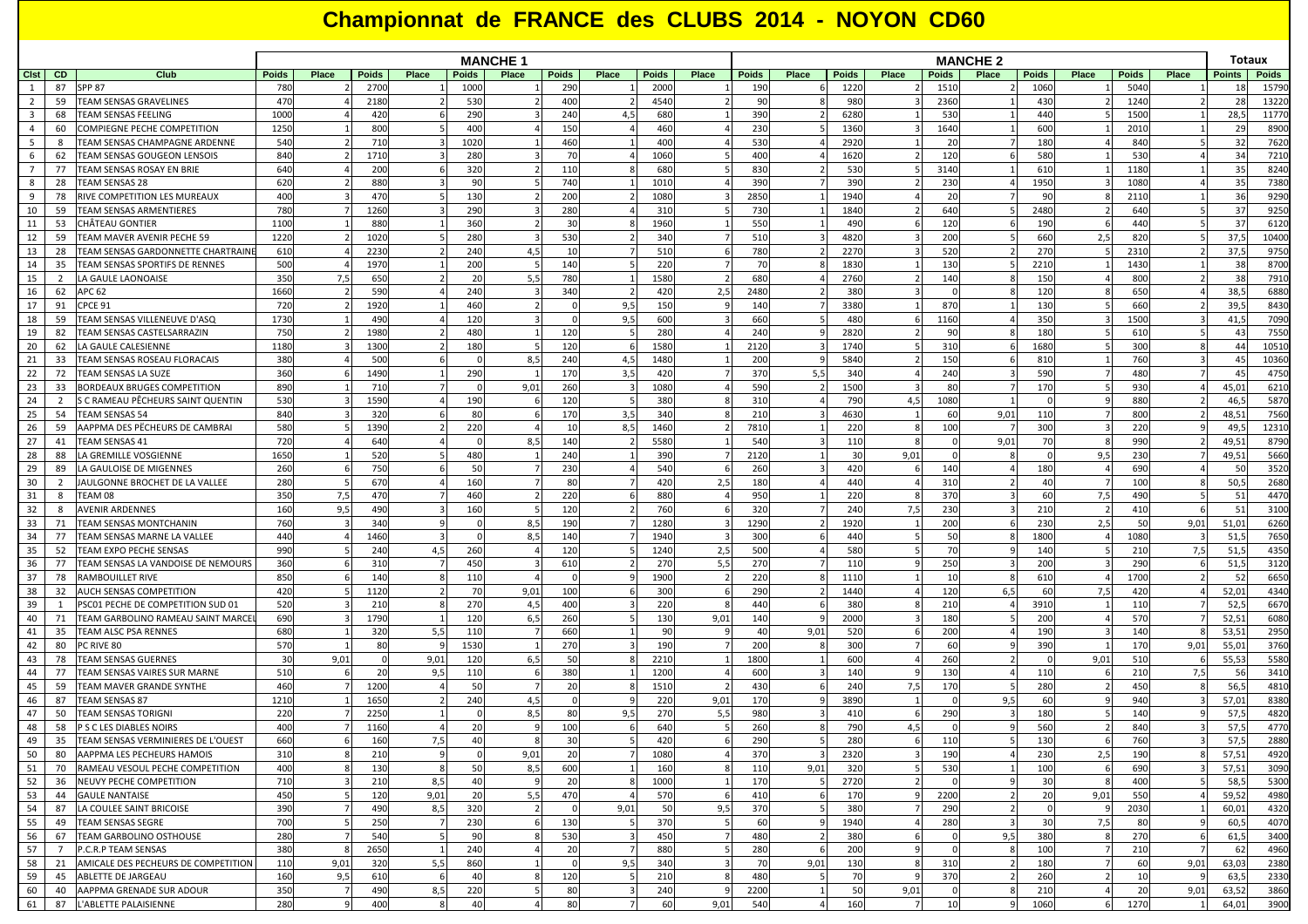# Championnat de FRANCE des CLUBS 2014 - NOYON CD60

| | | | MANCHE 1 | | | | | | | | | | MANCHE 2 | | | | | | | | | | Totaux | |
|---|---|---|---|---|---|---|---|---|---|---|---|---|---|---|---|---|---|---|---|---|---|---|---|---|
| Clst | CD | Club | Poids | Place | Poids | Place | Poids | Place | Poids | Place | Poids | Place | Poids | Place | Poids | Place | Poids | Place | Poids | Place | Poids | Place | Points | Poids |
| 1 | 87 | SPP 87 | 780 | 2 | 2700 | 1 | 1000 | 1 | 290 | 1 | 2000 | 1 | 190 | 6 | 1220 | 2 | 1510 | 2 | 1060 | 1 | 5040 | 1 | 18 | 15790 |
| 2 | 59 | TEAM SENSAS GRAVELINES | 470 | 4 | 2180 | 2 | 530 | 2 | 400 | 2 | 4540 | 1 | 90 | 8 | 980 | 3 | 2360 | 1 | 430 | 2 | 1240 | 2 | 28 | 13220 |
| 3 | 68 | TEAM SENSAS FEELING | 1000 | 4 | 420 | 6 | 290 | 3 | 240 | 4,5 | 680 | 1 | 390 | 2 | 6280 | 1 | 530 | 1 | 440 | 5 | 1500 | 1 | 28,5 | 11770 |
| 4 | 60 | COMPIEGNE PECHE COMPETITION | 1250 | 1 | 800 | 5 | 400 | 4 | 150 | 4 | 460 | 4 | 230 | 5 | 1360 | 3 | 1640 | 1 | 600 | 1 | 2010 | 1 | 29 | 8900 |
| 5 | 8 | TEAM SENSAS CHAMPAGNE ARDENNE | 540 | 2 | 710 | 3 | 1020 | 1 | 460 | 1 | 400 | 4 | 530 | 4 | 2920 | 1 | 20 | 7 | 180 | 4 | 840 | 5 | 32 | 7620 |
| 6 | 62 | TEAM SENSAS GOUGEON LENSOIS | 840 | 2 | 1710 | 3 | 280 | 3 | 70 | 4 | 1060 | 5 | 400 | 4 | 1620 | 2 | 120 | 6 | 580 | 1 | 530 | 4 | 34 | 7210 |
| 7 | 77 | TEAM SENSAS ROSAY EN BRIE | 640 | 4 | 200 | 6 | 320 | 2 | 110 | 8 | 680 | 5 | 830 | 2 | 530 | 5 | 3140 | 1 | 610 | 1 | 1180 | 1 | 35 | 8240 |
| 8 | 28 | TEAM SENSAS 28 | 620 | 2 | 880 | 3 | 90 | 5 | 740 | 1 | 1010 | 4 | 390 | 7 | 390 | 2 | 230 | 4 | 1950 | 3 | 1080 | 4 | 35 | 7380 |
| 9 | 78 | RIVE COMPETITION LES MUREAUX | 400 | 3 | 470 | 5 | 130 | 2 | 200 | 2 | 1080 | 3 | 2850 | 1 | 1940 | 4 | 20 | 7 | 90 | 8 | 2110 | 1 | 36 | 9290 |
| 10 | 59 | TEAM SENSAS ARMENTIERES | 780 | 7 | 1260 | 3 | 290 | 3 | 280 | 4 | 310 | 5 | 730 | 1 | 1840 | 2 | 640 | 5 | 2480 | 2 | 640 | 5 | 37 | 9250 |
| 11 | 53 | CHÂTEAU GONTIER | 1100 | 1 | 880 | 1 | 360 | 2 | 30 | 8 | 1960 | 1 | 550 | 1 | 490 | 6 | 120 | 6 | 190 | 6 | 440 | 5 | 37 | 6120 |
| 12 | 59 | TEAM MAVER AVENIR PECHE 59 | 1220 | 2 | 1020 | 5 | 280 | 3 | 530 | 2 | 340 | 7 | 510 | 3 | 4820 | 3 | 200 | 5 | 660 | 2,5 | 820 | 5 | 37,5 | 10400 |
| 13 | 28 | TEAM SENSAS GARDONNETTE CHARTRAINE | 610 | 4 | 2230 | 2 | 240 | 4,5 | 10 | 7 | 510 | 6 | 780 | 2 | 2270 | 3 | 520 | 2 | 270 | 5 | 2310 | 2 | 37,5 | 9750 |
| 14 | 35 | TEAM SENSAS SPORTIFS DE RENNES | 500 | 4 | 1970 | 1 | 200 | 5 | 140 | 5 | 220 | 7 | 70 | 8 | 1830 | 1 | 130 | 5 | 2210 | 1 | 1430 | 1 | 38 | 8700 |
| 15 | 2 | LA GAULE LAONOAISE | 350 | 7,5 | 650 | 2 | 20 | 5,5 | 780 | 1 | 1580 | 2 | 680 | 4 | 2760 | 2 | 140 | 8 | 150 | 4 | 800 | 2 | 38 | 7910 |
| 16 | 62 | APC 62 | 1660 | 2 | 590 | 4 | 240 | 3 | 340 | 2 | 420 | 2,5 | 2480 | 2 | 380 | 3 | 0 | 8 | 120 | 8 | 650 | 4 | 38,5 | 6880 |
| 17 | 91 | CPCE 91 | 720 | 2 | 1920 | 1 | 460 | 2 | 0 | 9,5 | 150 | 9 | 140 | 7 | 3380 | 1 | 870 | 1 | 130 | 5 | 660 | 2 | 39,5 | 8430 |
| 18 | 59 | TEAM SENSAS VILLENEUVE D'ASQ | 1730 | 1 | 490 | 4 | 120 | 3 | 0 | 9,5 | 600 | 3 | 660 | 5 | 480 | 6 | 1160 | 4 | 350 | 3 | 1500 | 3 | 41,5 | 7090 |
| 19 | 82 | TEAM SENSAS CASTELSARRAZIN | 750 | 2 | 1980 | 2 | 480 | 1 | 120 | 5 | 280 | 4 | 240 | 9 | 2820 | 2 | 90 | 8 | 180 | 5 | 610 | 5 | 43 | 7550 |
| 20 | 62 | LA GAULE CALESIENNE | 1180 | 3 | 1300 | 2 | 180 | 5 | 120 | 6 | 1580 | 1 | 2120 | 3 | 1740 | 5 | 310 | 6 | 1680 | 5 | 300 | 8 | 44 | 10510 |
| 21 | 33 | TEAM SENSAS ROSEAU FLORACAIS | 380 | 4 | 500 | 6 | 0 | 8,5 | 240 | 4,5 | 1480 | 1 | 200 | 9 | 5840 | 2 | 150 | 6 | 810 | 1 | 760 | 3 | 45 | 10360 |
| 22 | 72 | TEAM SENSAS LA SUZE | 360 | 6 | 1490 | 1 | 290 | 1 | 170 | 3,5 | 420 | 7 | 370 | 5,5 | 340 | 4 | 240 | 3 | 590 | 7 | 480 | 7 | 45 | 4750 |
| 23 | 33 | BORDEAUX BRUGES COMPETITION | 890 | 1 | 710 | 7 | 0 | 9,01 | 260 | 3 | 1080 | 4 | 590 | 2 | 1500 | 3 | 80 | 7 | 170 | 5 | 930 | 4 | 45,01 | 6210 |
| 24 | 2 | S C RAMEAU PÊCHEURS SAINT QUENTIN | 530 | 3 | 1590 | 4 | 190 | 6 | 120 | 5 | 380 | 8 | 310 | 4 | 790 | 4,5 | 1080 | 1 | 0 | 9 | 880 | 2 | 46,5 | 5870 |
| 25 | 54 | TEAM SENSAS 54 | 840 | 3 | 320 | 6 | 80 | 6 | 170 | 3,5 | 340 | 8 | 210 | 3 | 4630 | 1 | 60 | 9,01 | 110 | 7 | 800 | 2 | 48,51 | 7560 |
| 26 | 59 | AAPPMA DES PÊCHEURS DE CAMBRAI | 580 | 5 | 1390 | 2 | 220 | 4 | 10 | 8,5 | 1460 | 2 | 7810 | 1 | 220 | 8 | 100 | 7 | 300 | 3 | 220 | 9 | 49,5 | 12310 |
| 27 | 41 | TEAM SENSAS 41 | 720 | 4 | 640 | 4 | 0 | 8,5 | 140 | 2 | 5580 | 1 | 540 | 3 | 110 | 8 | 0 | 9,01 | 70 | 8 | 990 | 2 | 49,51 | 8790 |
| 28 | 88 | LA GREMILLE VOSGIENNE | 1650 | 1 | 520 | 5 | 480 | 1 | 240 | 1 | 390 | 7 | 2120 | 1 | 30 | 9,01 | 0 | 8 | 0 | 9,5 | 230 | 7 | 49,51 | 5660 |
| 29 | 89 | LA GAULOISE DE MIGENNES | 260 | 6 | 750 | 6 | 50 | 7 | 230 | 4 | 540 | 6 | 260 | 3 | 420 | 6 | 140 | 4 | 180 | 4 | 690 | 4 | 50 | 3520 |
| 30 | 2 | JAULGONNE BROCHET DE LA VALLEE | 280 | 5 | 670 | 4 | 160 | 7 | 80 | 7 | 420 | 2,5 | 180 | 4 | 440 | 4 | 310 | 2 | 40 | 7 | 100 | 8 | 50,5 | 2680 |
| 31 | 8 | TEAM 08 | 350 | 7,5 | 470 | 7 | 460 | 2 | 220 | 6 | 880 | 4 | 950 | 1 | 220 | 8 | 370 | 3 | 60 | 7,5 | 490 | 5 | 51 | 4470 |
| 32 | 8 | AVENIR ARDENNES | 160 | 9,5 | 490 | 3 | 160 | 5 | 120 | 2 | 760 | 6 | 320 | 7 | 240 | 7,5 | 230 | 3 | 210 | 2 | 410 | 6 | 51 | 3100 |
| 33 | 71 | TEAM SENSAS MONTCHANIN | 760 | 3 | 340 | 9 | 0 | 8,5 | 190 | 7 | 1280 | 3 | 1290 | 2 | 1920 | 1 | 200 | 6 | 230 | 2,5 | 50 | 9,01 | 51,01 | 6260 |
| 34 | 77 | TEAM SENSAS MARNE LA VALLEE | 440 | 4 | 1460 | 3 | 0 | 8,5 | 140 | 7 | 1940 | 3 | 300 | 6 | 440 | 5 | 50 | 8 | 1800 | 4 | 1080 | 3 | 51,5 | 7650 |
| 35 | 52 | TEAM EXPO PECHE SENSAS | 990 | 5 | 240 | 4,5 | 260 | 4 | 120 | 5 | 1240 | 2,5 | 500 | 4 | 580 | 5 | 70 | 9 | 140 | 5 | 210 | 7,5 | 51,5 | 4350 |
| 36 | 77 | TEAM SENSAS LA VANDOISE DE NEMOURS | 360 | 6 | 310 | 7 | 450 | 3 | 610 | 2 | 270 | 5,5 | 270 | 7 | 110 | 9 | 250 | 3 | 200 | 3 | 290 | 6 | 51,5 | 3120 |
| 37 | 78 | RAMBOUILLET RIVE | 850 | 6 | 140 | 8 | 110 | 4 | 0 | 9 | 1900 | 2 | 220 | 8 | 1110 | 1 | 10 | 8 | 610 | 4 | 1700 | 2 | 52 | 6650 |
| 38 | 32 | AUCH SENSAS COMPETITION | 420 | 5 | 1120 | 2 | 70 | 9,01 | 100 | 6 | 300 | 6 | 290 | 2 | 1440 | 4 | 120 | 6,5 | 60 | 7,5 | 420 | 4 | 52,01 | 4340 |
| 39 | 1 | PSC01 PECHE DE COMPETITION SUD 01 | 520 | 3 | 210 | 8 | 270 | 4,5 | 400 | 3 | 220 | 8 | 440 | 6 | 380 | 8 | 210 | 4 | 3910 | 1 | 110 | 7 | 52,5 | 6670 |
| 40 | 71 | TEAM GARBOLINO RAMEAU SAINT MARCEL | 690 | 3 | 1790 | 1 | 120 | 6,5 | 260 | 5 | 130 | 9,01 | 140 | 9 | 2000 | 3 | 180 | 5 | 200 | 4 | 570 | 7 | 52,51 | 6080 |
| 41 | 35 | TEAM ALSC PSA RENNES | 680 | 1 | 320 | 5,5 | 110 | 7 | 660 | 1 | 90 | 9 | 40 | 9,01 | 520 | 6 | 200 | 4 | 190 | 3 | 140 | 8 | 53,51 | 2950 |
| 42 | 80 | PC RIVE 80 | 570 | 1 | 80 | 9 | 1530 | 1 | 270 | 3 | 190 | 7 | 200 | 8 | 300 | 7 | 60 | 9 | 390 | 1 | 170 | 9,01 | 55,01 | 3760 |
| 43 | 78 | TEAM SENSAS GUERNES | 30 | 9,01 | 0 | 9,01 | 120 | 6,5 | 50 | 8 | 2210 | 1 | 1800 | 1 | 600 | 4 | 260 | 2 | 0 | 9,01 | 510 | 6 | 55,53 | 5580 |
| 44 | 77 | TEAM SENSAS VAIRES SUR MARNE | 510 | 6 | 20 | 9,5 | 110 | 6 | 380 | 1 | 1200 | 4 | 600 | 3 | 140 | 9 | 130 | 4 | 110 | 6 | 210 | 7,5 | 56 | 3410 |
| 45 | 59 | TEAM MAVER GRANDE SYNTHE | 460 | 7 | 1200 | 4 | 50 | 7 | 20 | 8 | 1510 | 2 | 430 | 6 | 240 | 7,5 | 170 | 5 | 280 | 2 | 450 | 8 | 56,5 | 4810 |
| 46 | 87 | TEAM SENSAS 87 | 1210 | 1 | 1650 | 2 | 240 | 4,5 | 0 | 9 | 220 | 9,01 | 170 | 9 | 3890 | 1 | 0 | 9,5 | 60 | 9 | 940 | 3 | 57,01 | 8380 |
| 47 | 50 | TEAM SENSAS TORIGNI | 220 | 7 | 2250 | 1 | 0 | 8,5 | 80 | 9,5 | 270 | 5,5 | 980 | 3 | 410 | 6 | 290 | 3 | 180 | 5 | 140 | 9 | 57,5 | 4820 |
| 48 | 58 | P S C LES DIABLES NOIRS | 400 | 7 | 1160 | 4 | 20 | 9 | 100 | 6 | 640 | 5 | 260 | 8 | 790 | 4,5 | 0 | 9 | 560 | 2 | 840 | 3 | 57,5 | 4770 |
| 49 | 35 | TEAM SENSAS VERMINIERES DE L'OUEST | 660 | 6 | 160 | 7,5 | 40 | 8 | 30 | 5 | 420 | 6 | 290 | 5 | 280 | 6 | 110 | 5 | 130 | 6 | 760 | 3 | 57,5 | 2880 |
| 50 | 80 | AAPPMA LES PECHEURS HAMOIS | 310 | 8 | 210 | 9 | 0 | 9,01 | 20 | 7 | 1080 | 4 | 370 | 3 | 2320 | 3 | 190 | 4 | 230 | 2,5 | 190 | 8 | 57,51 | 4920 |
| 51 | 70 | RAMEAU VESOUL PECHE COMPETITION | 400 | 8 | 130 | 8 | 50 | 8,5 | 600 | 1 | 160 | 8 | 110 | 9,01 | 320 | 5 | 530 | 1 | 100 | 6 | 690 | 3 | 57,51 | 3090 |
| 52 | 36 | NEUVY PECHE COMPETITION | 710 | 3 | 210 | 8,5 | 40 | 9 | 20 | 8 | 1000 | 1 | 170 | 5 | 2720 | 2 | 0 | 9 | 30 | 8 | 400 | 5 | 58,5 | 5300 |
| 53 | 44 | GAULE NANTAISE | 450 | 5 | 120 | 9,01 | 20 | 5,5 | 470 | 4 | 570 | 6 | 410 | 6 | 170 | 9 | 2200 | 2 | 20 | 9,01 | 550 | 4 | 59,52 | 4980 |
| 54 | 87 | LA COULEE SAINT BRICOISE | 390 | 7 | 490 | 8,5 | 320 | 2 | 0 | 9,01 | 50 | 9,5 | 370 | 5 | 380 | 7 | 290 | 2 | 0 | 9 | 2030 | 1 | 60,01 | 4320 |
| 55 | 49 | TEAM SENSAS SEGRE | 700 | 5 | 250 | 7 | 230 | 6 | 130 | 5 | 370 | 5 | 60 | 9 | 1940 | 4 | 280 | 3 | 30 | 7,5 | 80 | 9 | 60,5 | 4070 |
| 56 | 67 | TEAM GARBOLINO OSTHOUSE | 280 | 7 | 540 | 5 | 90 | 8 | 530 | 3 | 450 | 7 | 480 | 2 | 380 | 6 | 0 | 9,5 | 380 | 8 | 270 | 6 | 61,5 | 3400 |
| 57 | 7 | P.C.R.P TEAM SENSAS | 380 | 8 | 2650 | 1 | 240 | 4 | 20 | 7 | 880 | 5 | 280 | 6 | 200 | 9 | 0 | 8 | 100 | 7 | 210 | 7 | 62 | 4960 |
| 58 | 21 | AMICALE DES PECHEURS DE COMPETITION | 110 | 9,01 | 320 | 5,5 | 860 | 1 | 0 | 9,5 | 340 | 3 | 70 | 9,01 | 130 | 8 | 310 | 2 | 180 | 7 | 60 | 9,01 | 63,03 | 2380 |
| 59 | 45 | ABLETTE DE JARGEAU | 160 | 9,5 | 610 | 6 | 40 | 8 | 120 | 5 | 210 | 8 | 480 | 5 | 70 | 9 | 370 | 2 | 260 | 2 | 10 | 9 | 63,5 | 2330 |
| 60 | 40 | AAPPMA GRENADE SUR ADOUR | 350 | 7 | 490 | 8,5 | 220 | 5 | 80 | 3 | 240 | 9 | 2200 | 1 | 50 | 9,01 | 0 | 8 | 210 | 4 | 20 | 9,01 | 63,52 | 3860 |
| 61 | 87 | L'ABLETTE PALAISIENNE | 280 | 9 | 400 | 8 | 40 | 4 | 80 | 7 | 60 | 9,01 | 540 | 4 | 160 | 7 | 10 | 9 | 1060 | 6 | 1270 | 1 | 64,01 | 3900 |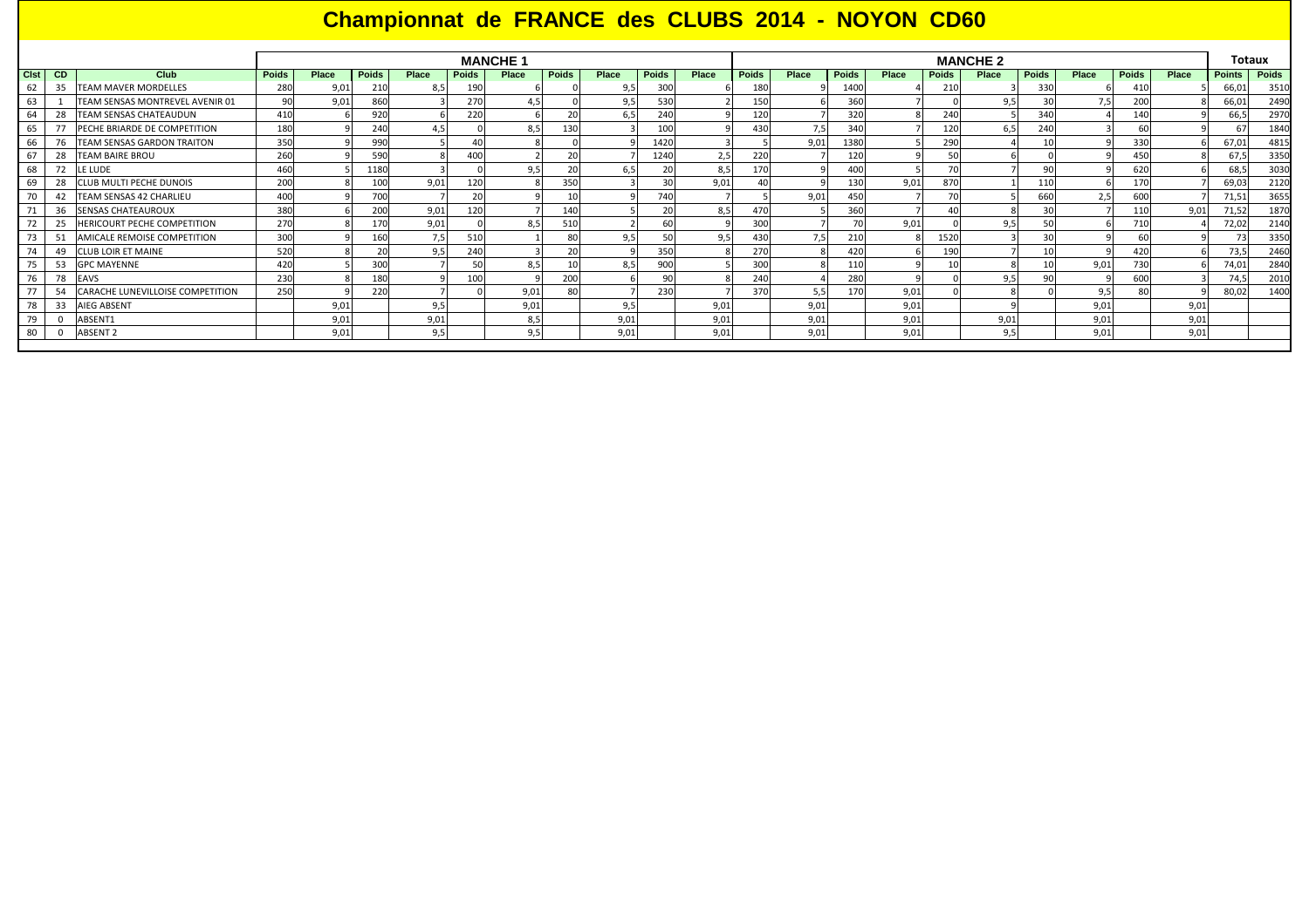# Championnat de FRANCE des CLUBS 2014 - NOYON CD60

| | | | MANCHE 1 | | | | | | | | | | MANCHE 2 | | | | | | | | | | Totaux | |
|---|---|---|---|---|---|---|---|---|---|---|---|---|---|---|---|---|---|---|---|---|---|---|---|---|
| Clst | CD | Club | Poids | Place | Poids | Place | Poids | Place | Poids | Place | Poids | Place | Poids | Place | Poids | Place | Poids | Place | Poids | Place | Poids | Place | Points | Poids |
| 62 | 35 | TEAM MAVER MORDELLES | 280 | 9,01 | 210 | 8,5 | 190 | 6 | 0 | 9,5 | 300 | 6 | 180 | 9 | 1400 | 4 | 210 | 3 | 330 | 6 | 410 | 5 | 66,01 | 3510 |
| 63 | 1 | TEAM SENSAS MONTREVEL AVENIR 01 | 90 | 9,01 | 860 | 3 | 270 | 4,5 | 0 | 9,5 | 530 | 2 | 150 | 6 | 360 | 7 | 0 | 9,5 | 30 | 7,5 | 200 | 8 | 66,01 | 2490 |
| 64 | 28 | TEAM SENSAS CHATEAUDUN | 410 | 6 | 920 | 6 | 220 | 6 | 20 | 6,5 | 240 | 9 | 120 | 7 | 320 | 8 | 240 | 5 | 340 | 4 | 140 | 9 | 66,5 | 2970 |
| 65 | 77 | PECHE BRIARDE DE COMPETITION | 180 | 9 | 240 | 4,5 | 0 | 8,5 | 130 | 3 | 100 | 9 | 430 | 7,5 | 340 | 7 | 120 | 6,5 | 240 | 3 | 60 | 9 | 67 | 1840 |
| 66 | 76 | TEAM SENSAS GARDON TRAITON | 350 | 9 | 990 | 5 | 40 | 8 | 0 | 9 | 1420 | 3 | 5 | 9,01 | 1380 | 5 | 290 | 4 | 10 | 9 | 330 | 6 | 67,01 | 4815 |
| 67 | 28 | TEAM BAIRE BROU | 260 | 9 | 590 | 8 | 400 | 2 | 20 | 7 | 1240 | 2,5 | 220 | 7 | 120 | 9 | 50 | 6 | 0 | 9 | 450 | 8 | 67,5 | 3350 |
| 68 | 72 | LE LUDE | 460 | 5 | 1180 | 3 | 0 | 9,5 | 20 | 6,5 | 20 | 8,5 | 170 | 9 | 400 | 5 | 70 | 7 | 90 | 9 | 620 | 6 | 68,5 | 3030 |
| 69 | 28 | CLUB MULTI PECHE DUNOIS | 200 | 8 | 100 | 9,01 | 120 | 8 | 350 | 3 | 30 | 9,01 | 40 | 9 | 130 | 9,01 | 870 | 1 | 110 | 6 | 170 | 7 | 69,03 | 2120 |
| 70 | 42 | TEAM SENSAS 42 CHARLIEU | 400 | 9 | 700 | 7 | 20 | 9 | 10 | 9 | 740 | 7 | 5 | 9,01 | 450 | 7 | 70 | 5 | 660 | 2,5 | 600 | 7 | 71,51 | 3655 |
| 71 | 36 | SENSAS CHATEAUROUX | 380 | 6 | 200 | 9,01 | 120 | 7 | 140 | 5 | 20 | 8,5 | 470 | 5 | 360 | 7 | 40 | 8 | 30 | 7 | 110 | 9,01 | 71,52 | 1870 |
| 72 | 25 | HERICOURT PECHE COMPETITION | 270 | 8 | 170 | 9,01 | 0 | 8,5 | 510 | 2 | 60 | 9 | 300 | 7 | 70 | 9,01 | 0 | 9,5 | 50 | 6 | 710 | 4 | 72,02 | 2140 |
| 73 | 51 | AMICALE REMOISE COMPETITION | 300 | 9 | 160 | 7,5 | 510 | 1 | 80 | 9,5 | 50 | 9,5 | 430 | 7,5 | 210 | 8 | 1520 | 3 | 30 | 9 | 60 | 9 | 73 | 3350 |
| 74 | 49 | CLUB LOIR ET MAINE | 520 | 8 | 20 | 9,5 | 240 | 3 | 20 | 9 | 350 | 8 | 270 | 8 | 420 | 6 | 190 | 7 | 10 | 9 | 420 | 6 | 73,5 | 2460 |
| 75 | 53 | GPC MAYENNE | 420 | 5 | 300 | 7 | 50 | 8,5 | 10 | 8,5 | 900 | 5 | 300 | 8 | 110 | 9 | 10 | 8 | 10 | 9,01 | 730 | 6 | 74,01 | 2840 |
| 76 | 78 | EAVS | 230 | 8 | 180 | 9 | 100 | 9 | 200 | 6 | 90 | 8 | 240 | 4 | 280 | 9 | 0 | 9,5 | 90 | 9 | 600 | 3 | 74,5 | 2010 |
| 77 | 54 | CARACHE LUNEVILLOISE COMPETITION | 250 | 9 | 220 | 7 | 0 | 9,01 | 80 | 7 | 230 | 7 | 370 | 5,5 | 170 | 9,01 | 0 | 8 | 0 | 9,5 | 80 | 9 | 80,02 | 1400 |
| 78 | 33 | AIEG ABSENT | | 9,01 | | 9,5 | | 9,01 | | 9,5 | | 9,01 | | 9,01 | | 9,01 | | 9 | | 9,01 | | 9,01 | | |
| 79 | 0 | ABSENT1 | | 9,01 | | 9,01 | | 8,5 | | 9,01 | | 9,01 | | 9,01 | | 9,01 | | 9,01 | | 9,01 | | 9,01 | | |
| 80 | 0 | ABSENT 2 | | 9,01 | | 9,5 | | 9,5 | | 9,01 | | 9,01 | | 9,01 | | 9,01 | | 9,5 | | 9,01 | | 9,01 | | |